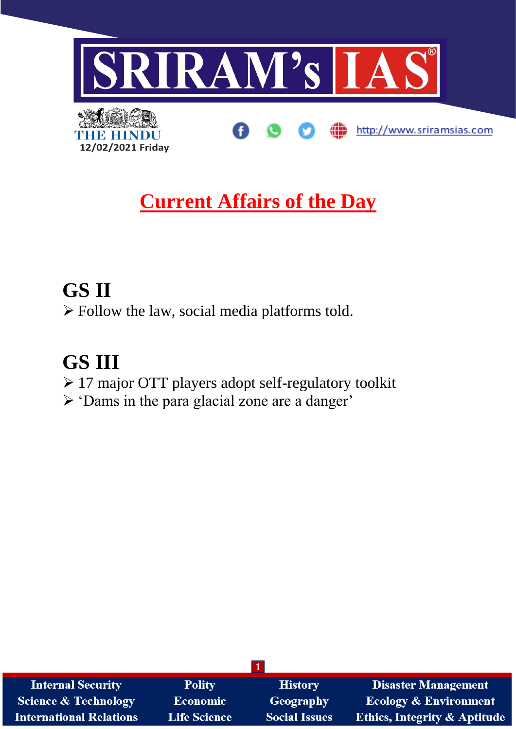# SRIRAM's IAS

THE HINDU

12/02/2021 Friday

http://www.sriramsias.com

## Current Affairs of the Day

## GS II

- Follow the law, social media platforms told.

## GS III

- 17 major OTT players adopt self-regulatory toolkit
- ‘Dams in the para glacial zone are a danger’

| Internal Security | Polity | History | Disaster Management |
|---|---|---|---|
| Science & Technology | Economic | Geography | Ecology & Environment |
| International Relations | Life Science | Social Issues | Ethics, Integrity & Aptitude |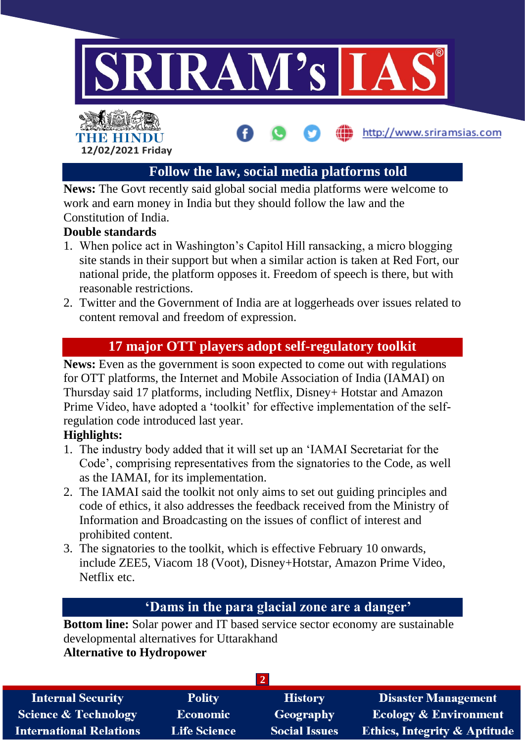## Follow the law, social media platforms told

**News:** The Govt recently said global social media platforms were welcome to work and earn money in India but they should follow the law and the Constitution of India.

**Double standards**

1. When police act in Washington's Capitol Hill ransacking, a micro blogging site stands in their support but when a similar action is taken at Red Fort, our national pride, the platform opposes it. Freedom of speech is there, but with reasonable restrictions.
2. Twitter and the Government of India are at loggerheads over issues related to content removal and freedom of expression.

## 17 major OTT players adopt self-regulatory toolkit

**News:** Even as the government is soon expected to come out with regulations for OTT platforms, the Internet and Mobile Association of India (IAMAI) on Thursday said 17 platforms, including Netflix, Disney+ Hotstar and Amazon Prime Video, have adopted a 'toolkit' for effective implementation of the self-regulation code introduced last year.

**Highlights:**

1. The industry body added that it will set up an 'IAMAI Secretariat for the Code', comprising representatives from the signatories to the Code, as well as the IAMAI, for its implementation.
2. The IAMAI said the toolkit not only aims to set out guiding principles and code of ethics, it also addresses the feedback received from the Ministry of Information and Broadcasting on the issues of conflict of interest and prohibited content.
3. The signatories to the toolkit, which is effective February 10 onwards, include ZEE5, Viacom 18 (Voot), Disney+Hotstar, Amazon Prime Video, Netflix etc.

## 'Dams in the para glacial zone are a danger'

**Bottom line:** Solar power and IT based service sector economy are sustainable developmental alternatives for Uttarakhand

**Alternative to Hydropower**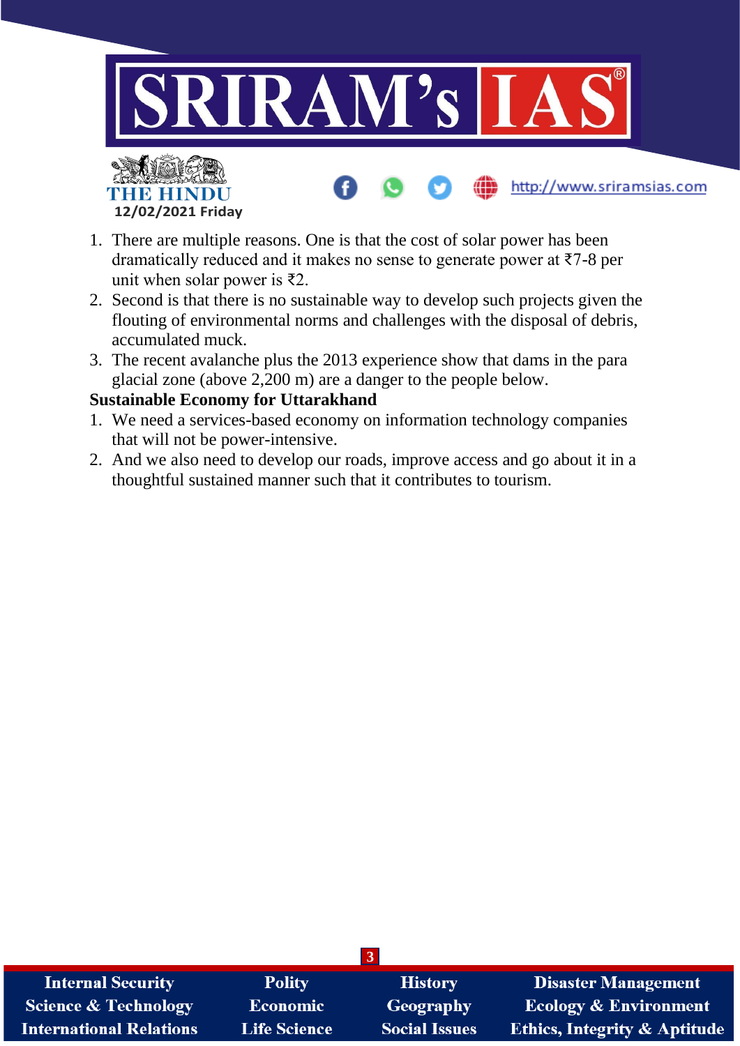1. There are multiple reasons. One is that the cost of solar power has been dramatically reduced and it makes no sense to generate power at ₹7-8 per unit when solar power is ₹2.
2. Second is that there is no sustainable way to develop such projects given the flouting of environmental norms and challenges with the disposal of debris, accumulated muck.
3. The recent avalanche plus the 2013 experience show that dams in the para glacial zone (above 2,200 m) are a danger to the people below.

**Sustainable Economy for Uttarakhand**

1. We need a services-based economy on information technology companies that will not be power-intensive.
2. And we also need to develop our roads, improve access and go about it in a thoughtful sustained manner such that it contributes to tourism.